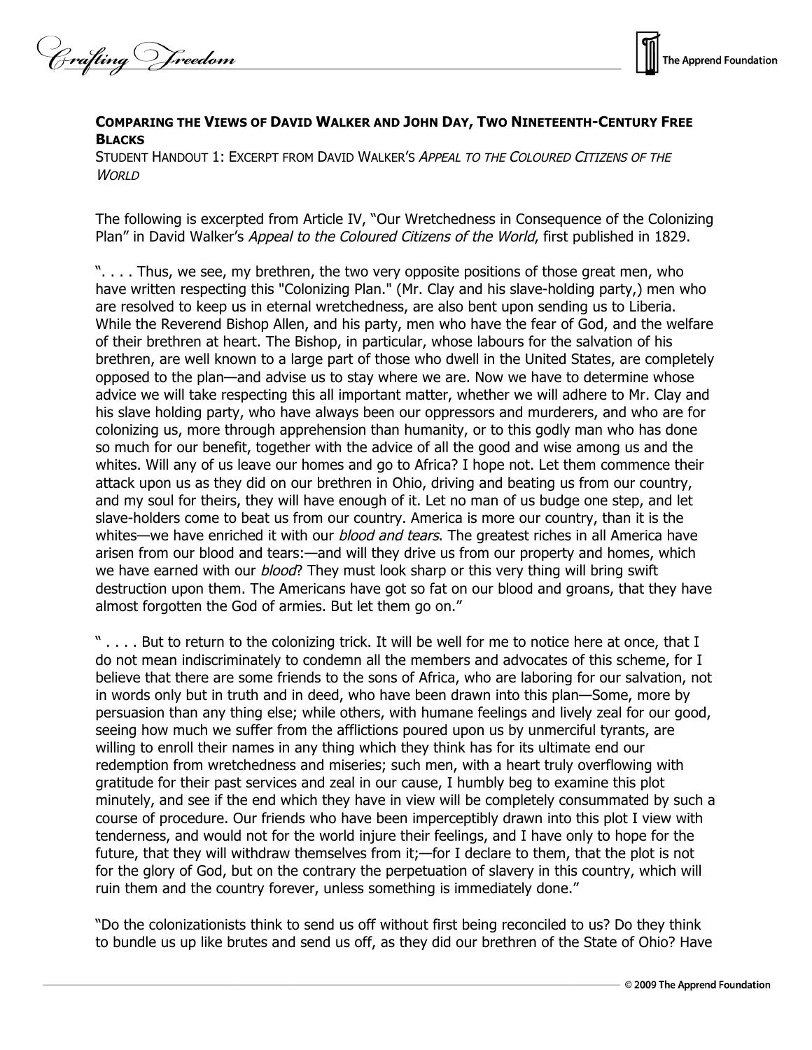**COMPARING THE VIEWS OF DAVID WALKER AND JOHN DAY, TWO NINETEENTH-CENTURY FREE BLACKS**

STUDENT HANDOUT 1: EXCERPT FROM DAVID WALKER'S *APPEAL TO THE COLOURED CITIZENS OF THE WORLD*

The following is excerpted from Article IV, "Our Wretchedness in Consequence of the Colonizing Plan" in David Walker's *Appeal to the Coloured Citizens of the World*, first published in 1829.

". . . . Thus, we see, my brethren, the two very opposite positions of those great men, who have written respecting this "Colonizing Plan." (Mr. Clay and his slave-holding party,) men who are resolved to keep us in eternal wretchedness, are also bent upon sending us to Liberia. While the Reverend Bishop Allen, and his party, men who have the fear of God, and the welfare of their brethren at heart. The Bishop, in particular, whose labours for the salvation of his brethren, are well known to a large part of those who dwell in the United States, are completely opposed to the plan—and advise us to stay where we are. Now we have to determine whose advice we will take respecting this all important matter, whether we will adhere to Mr. Clay and his slave holding party, who have always been our oppressors and murderers, and who are for colonizing us, more through apprehension than humanity, or to this godly man who has done so much for our benefit, together with the advice of all the good and wise among us and the whites. Will any of us leave our homes and go to Africa? I hope not. Let them commence their attack upon us as they did on our brethren in Ohio, driving and beating us from our country, and my soul for theirs, they will have enough of it. Let no man of us budge one step, and let slave-holders come to beat us from our country. America is more our country, than it is the whites—we have enriched it with our *blood and tears*. The greatest riches in all America have arisen from our blood and tears:—and will they drive us from our property and homes, which we have earned with our *blood*? They must look sharp or this very thing will bring swift destruction upon them. The Americans have got so fat on our blood and groans, that they have almost forgotten the God of armies. But let them go on."

" . . . . But to return to the colonizing trick. It will be well for me to notice here at once, that I do not mean indiscriminately to condemn all the members and advocates of this scheme, for I believe that there are some friends to the sons of Africa, who are laboring for our salvation, not in words only but in truth and in deed, who have been drawn into this plan—Some, more by persuasion than any thing else; while others, with humane feelings and lively zeal for our good, seeing how much we suffer from the afflictions poured upon us by unmerciful tyrants, are willing to enroll their names in any thing which they think has for its ultimate end our redemption from wretchedness and miseries; such men, with a heart truly overflowing with gratitude for their past services and zeal in our cause, I humbly beg to examine this plot minutely, and see if the end which they have in view will be completely consummated by such a course of procedure. Our friends who have been imperceptibly drawn into this plot I view with tenderness, and would not for the world injure their feelings, and I have only to hope for the future, that they will withdraw themselves from it;—for I declare to them, that the plot is not for the glory of God, but on the contrary the perpetuation of slavery in this country, which will ruin them and the country forever, unless something is immediately done."

"Do the colonizationists think to send us off without first being reconciled to us? Do they think to bundle us up like brutes and send us off, as they did our brethren of the State of Ohio? Have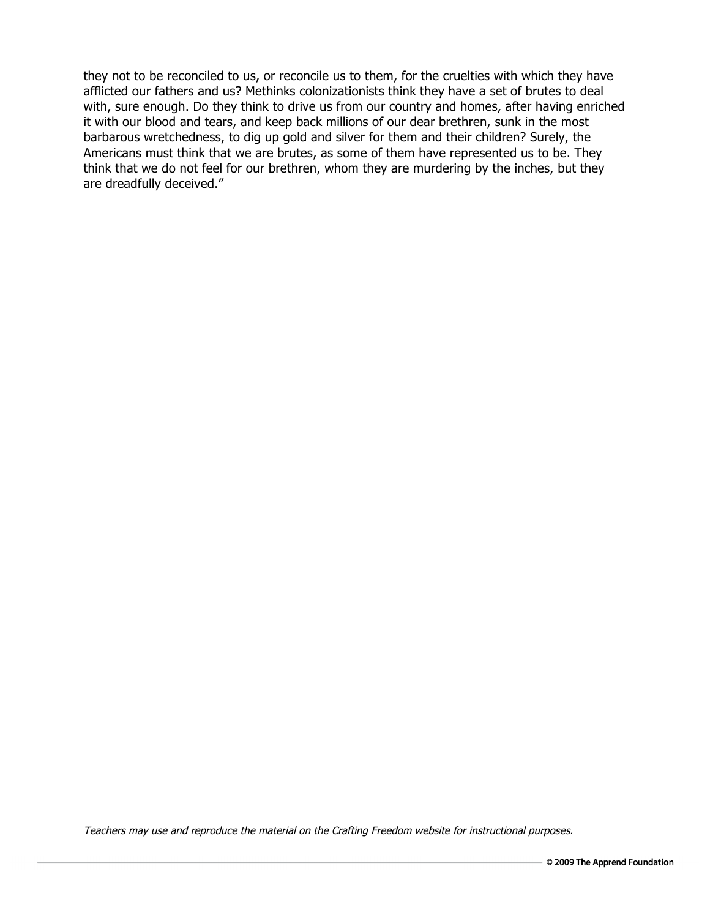they not to be reconciled to us, or reconcile us to them, for the cruelties with which they have afflicted our fathers and us? Methinks colonizationists think they have a set of brutes to deal with, sure enough. Do they think to drive us from our country and homes, after having enriched it with our blood and tears, and keep back millions of our dear brethren, sunk in the most barbarous wretchedness, to dig up gold and silver for them and their children? Surely, the Americans must think that we are brutes, as some of them have represented us to be. They think that we do not feel for our brethren, whom they are murdering by the inches, but they are dreadfully deceived."

*Teachers may use and reproduce the material on the Crafting Freedom website for instructional purposes.*

© 2009 The Apprend Foundation